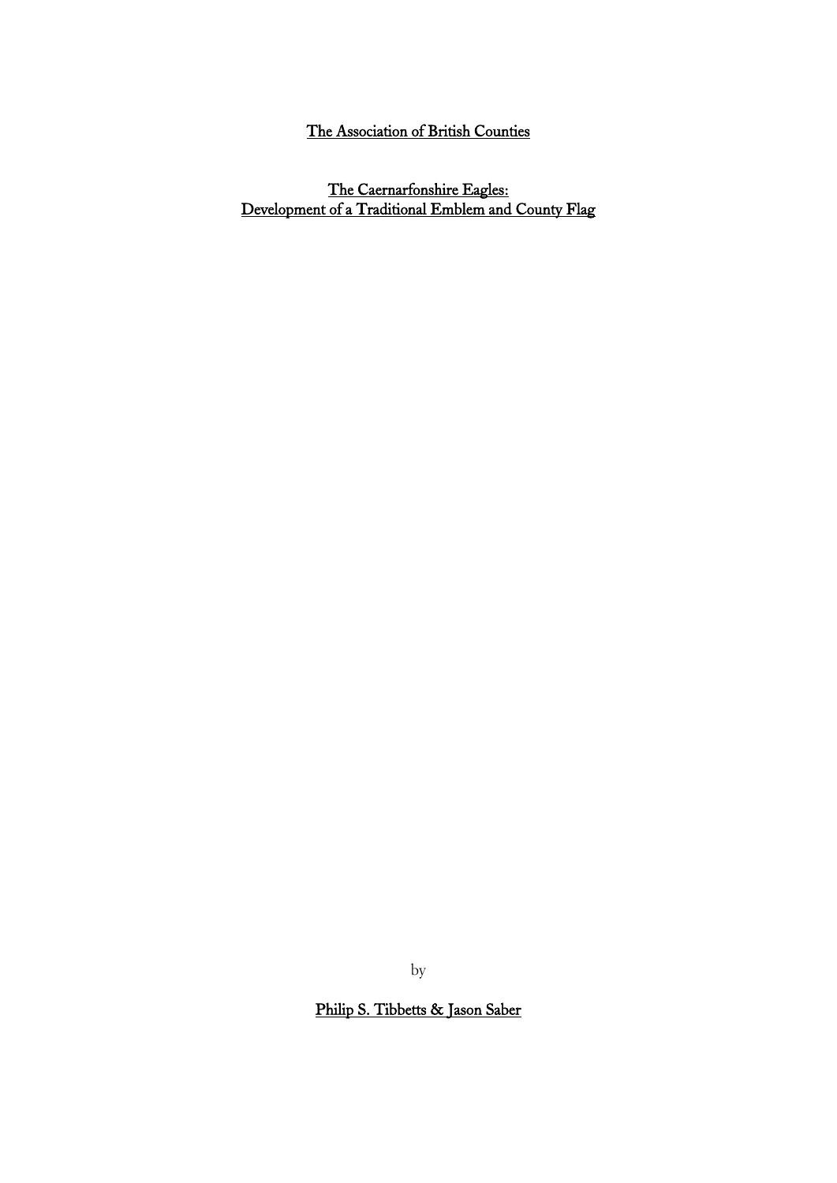# The Association of British Counties

## The Caernarfonshire Eagles: Development of a Traditional Emblem and County Flag

by

**Philip S. Tibbetts & Jason Saber**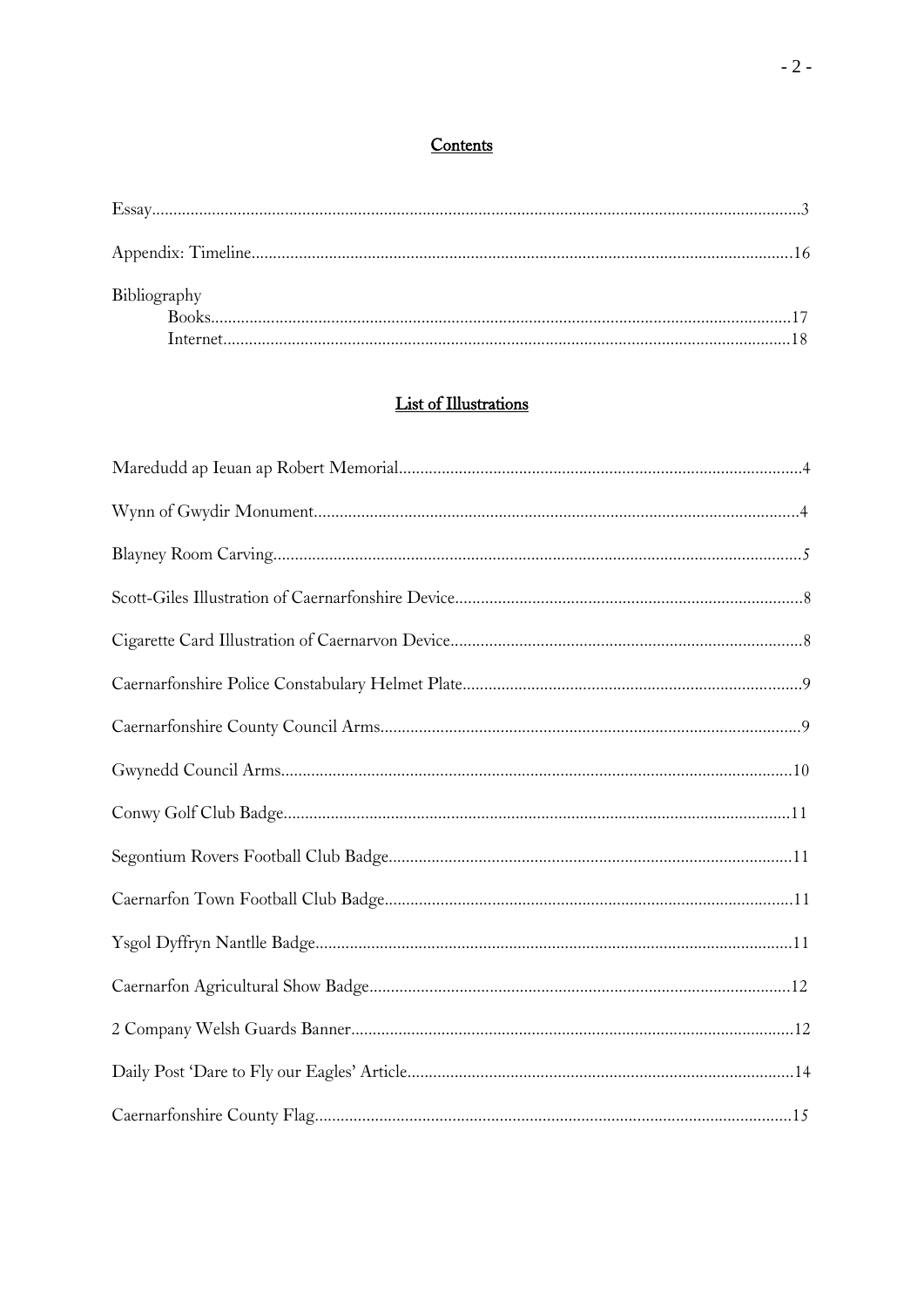## Contents

Essay......................................................................................................................................3

Appendix: Timeline.............................................................................................................16

Bibliography
- Books.......................................................................................................................17
- Internet....................................................................................................................18

## List of Illustrations

Maredudd ap Ieuan ap Robert Memorial.............................................................................4

Wynn of Gwydir Monument................................................................................................4

Blayney Room Carving.........................................................................................................5

Scott-Giles Illustration of Caernarfonshire Device...............................................................8

Cigarette Card Illustration of Caernarvon Device................................................................8

Caernarfonshire Police Constabulary Helmet Plate..............................................................9

Caernarfonshire County Council Arms.................................................................................9

Gwynedd Council Arms.......................................................................................................10

Conwy Golf Club Badge.....................................................................................................11

Segontium Rovers Football Club Badge.............................................................................11

Caernarfon Town Football Club Badge..............................................................................11

Ysgol Dyffryn Nantlle Badge..............................................................................................11

Caernarfon Agricultural Show Badge.................................................................................12

2 Company Welsh Guards Banner.......................................................................................12

Daily Post 'Dare to Fly our Eagles' Article.........................................................................14

Caernarfonshire County Flag...............................................................................................15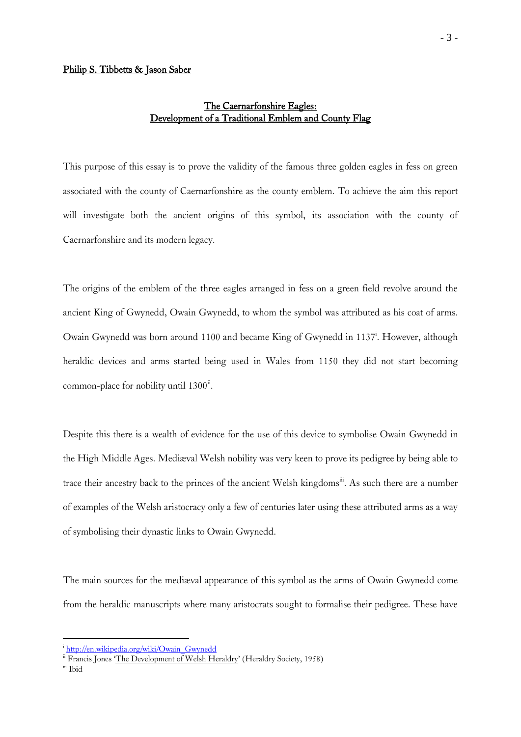**Philip S. Tibbetts & Jason Saber**

## The Caernarfonshire Eagles: Development of a Traditional Emblem and County Flag

This purpose of this essay is to prove the validity of the famous three golden eagles in fess on green associated with the county of Caernarfonshire as the county emblem. To achieve the aim this report will investigate both the ancient origins of this symbol, its association with the county of Caernarfonshire and its modern legacy.

The origins of the emblem of the three eagles arranged in fess on a green field revolve around the ancient King of Gwynedd, Owain Gwynedd, to whom the symbol was attributed as his coat of arms. Owain Gwynedd was born around 1100 and became King of Gwynedd in 1137[i]. However, although heraldic devices and arms started being used in Wales from 1150 they did not start becoming common-place for nobility until 1300[ii].

Despite this there is a wealth of evidence for the use of this device to symbolise Owain Gwynedd in the High Middle Ages. Mediæval Welsh nobility was very keen to prove its pedigree by being able to trace their ancestry back to the princes of the ancient Welsh kingdoms[iii]. As such there are a number of examples of the Welsh aristocracy only a few of centuries later using these attributed arms as a way of symbolising their dynastic links to Owain Gwynedd.

The main sources for the mediæval appearance of this symbol as the arms of Owain Gwynedd come from the heraldic manuscripts where many aristocrats sought to formalise their pedigree. These have

---

[i] http://en.wikipedia.org/wiki/Owain_Gwynedd

[ii] Francis Jones 'The Development of Welsh Heraldry' (Heraldry Society, 1958)

[iii] Ibid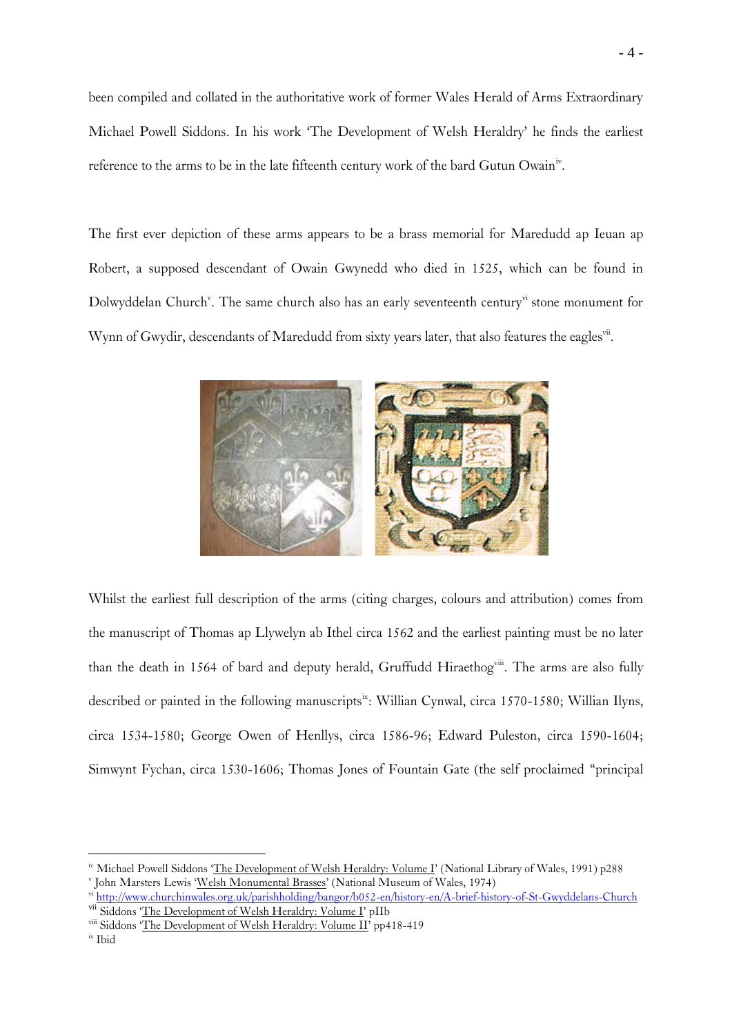been compiled and collated in the authoritative work of former Wales Herald of Arms Extraordinary Michael Powell Siddons. In his work 'The Development of Welsh Heraldry' he finds the earliest reference to the arms to be in the late fifteenth century work of the bard Gutun Owain[iv].

The first ever depiction of these arms appears to be a brass memorial for Maredudd ap Ieuan ap Robert, a supposed descendant of Owain Gwynedd who died in 1525, which can be found in Dolwyddelan Church[v]. The same church also has an early seventeenth century[vi] stone monument for Wynn of Gwydir, descendants of Maredudd from sixty years later, that also features the eagles[vii].

Whilst the earliest full description of the arms (citing charges, colours and attribution) comes from the manuscript of Thomas ap Llywelyn ab Ithel circa 1562 and the earliest painting must be no later than the death in 1564 of bard and deputy herald, Gruffudd Hiraethog[viii]. The arms are also fully described or painted in the following manuscripts[ix]: Willian Cynwal, circa 1570-1580; Willian Ilyns, circa 1534-1580; George Owen of Henllys, circa 1586-96; Edward Puleston, circa 1590-1604; Simwynt Fychan, circa 1530-1606; Thomas Jones of Fountain Gate (the self proclaimed "principal

---

[iv] Michael Powell Siddons 'The Development of Welsh Heraldry: Volume I' (National Library of Wales, 1991) p288

[v] John Marsters Lewis 'Welsh Monumental Brasses' (National Museum of Wales, 1974)

[vi] http://www.churchinwales.org.uk/parishholding/bangor/b052-en/history-en/A-brief-history-of-St-Gwyddelans-Church

[vii] Siddons 'The Development of Welsh Heraldry: Volume I' pIIb

[viii] Siddons 'The Development of Welsh Heraldry: Volume II' pp418-419

[ix] Ibid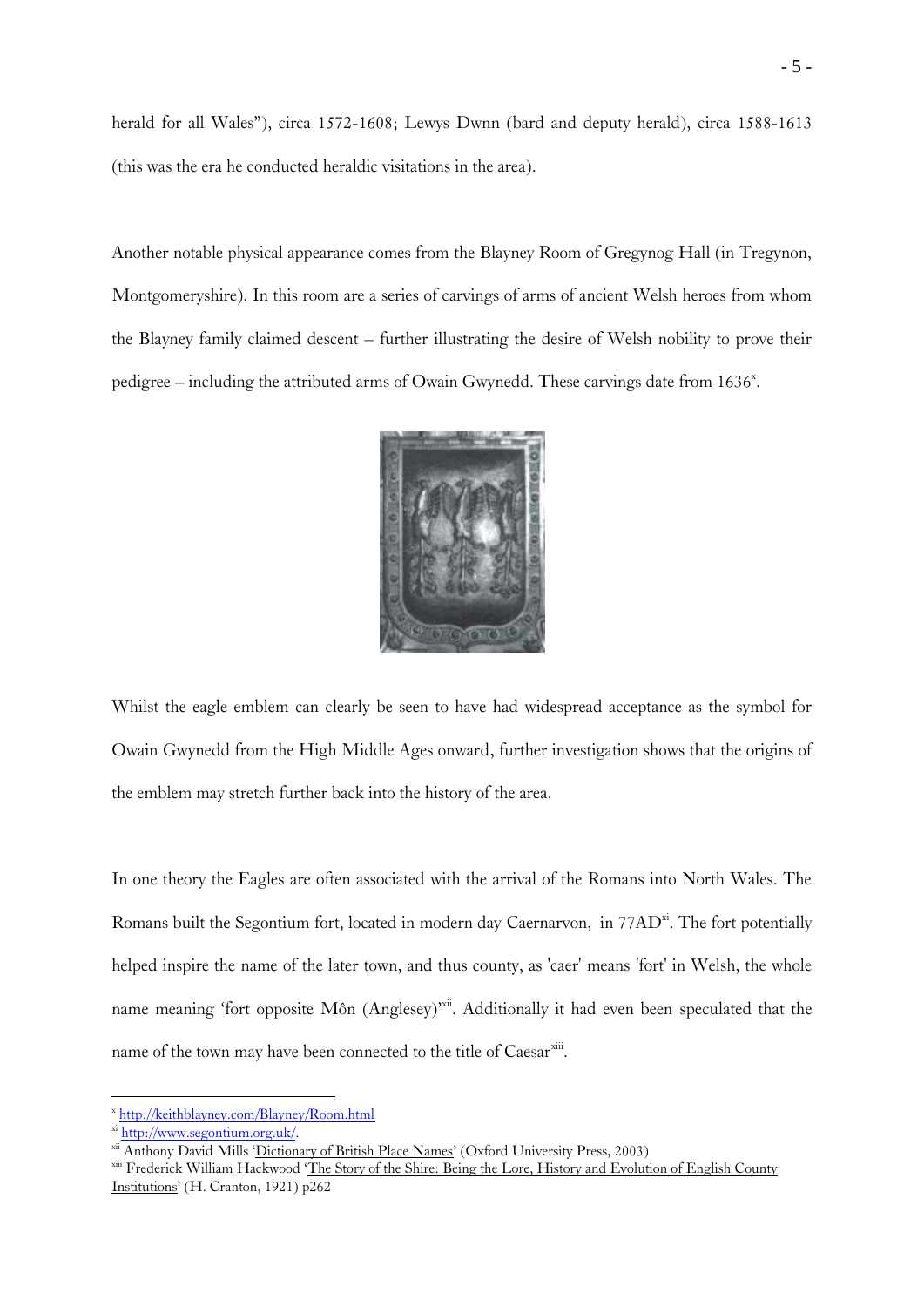herald for all Wales"), circa 1572-1608; Lewys Dwnn (bard and deputy herald), circa 1588-1613 (this was the era he conducted heraldic visitations in the area).

Another notable physical appearance comes from the Blayney Room of Gregynog Hall (in Tregynon, Montgomeryshire). In this room are a series of carvings of arms of ancient Welsh heroes from whom the Blayney family claimed descent – further illustrating the desire of Welsh nobility to prove their pedigree – including the attributed arms of Owain Gwynedd. These carvings date from 1636[x].

Whilst the eagle emblem can clearly be seen to have had widespread acceptance as the symbol for Owain Gwynedd from the High Middle Ages onward, further investigation shows that the origins of the emblem may stretch further back into the history of the area.

In one theory the Eagles are often associated with the arrival of the Romans into North Wales. The Romans built the Segontium fort, located in modern day Caernarvon, in 77AD[xi]. The fort potentially helped inspire the name of the later town, and thus county, as 'caer' means 'fort' in Welsh, the whole name meaning 'fort opposite Môn (Anglesey)'[xii]. Additionally it had even been speculated that the name of the town may have been connected to the title of Caesar[xiii].

---

[x] http://keithblayney.com/Blayney/Room.html

[xi] http://www.segontium.org.uk/.

[xii] Anthony David Mills 'Dictionary of British Place Names' (Oxford University Press, 2003)

[xiii] Frederick William Hackwood 'The Story of the Shire: Being the Lore, History and Evolution of English County Institutions' (H. Cranton, 1921) p262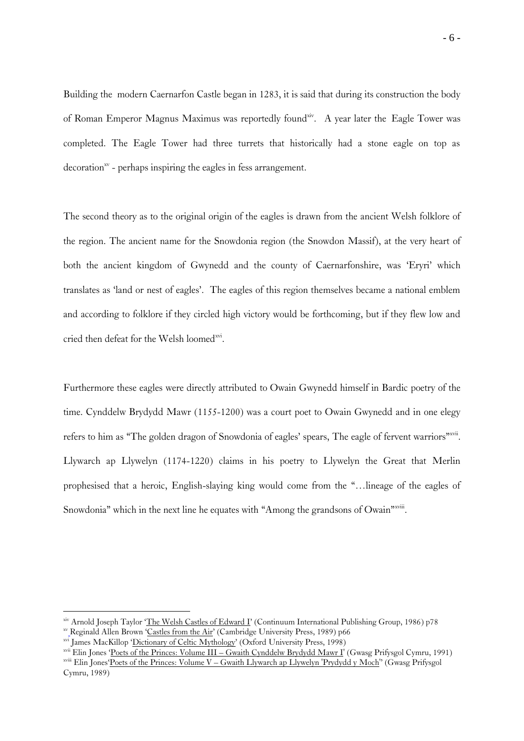Building the modern Caernarfon Castle began in 1283, it is said that during its construction the body of Roman Emperor Magnus Maximus was reportedly found[xiv]. A year later the Eagle Tower was completed. The Eagle Tower had three turrets that historically had a stone eagle on top as decoration[xv] - perhaps inspiring the eagles in fess arrangement.

The second theory as to the original origin of the eagles is drawn from the ancient Welsh folklore of the region. The ancient name for the Snowdonia region (the Snowdon Massif), at the very heart of both the ancient kingdom of Gwynedd and the county of Caernarfonshire, was 'Eryri' which translates as 'land or nest of eagles'. The eagles of this region themselves became a national emblem and according to folklore if they circled high victory would be forthcoming, but if they flew low and cried then defeat for the Welsh loomed[xvi].

Furthermore these eagles were directly attributed to Owain Gwynedd himself in Bardic poetry of the time. Cynddelw Brydydd Mawr (1155-1200) was a court poet to Owain Gwynedd and in one elegy refers to him as "The golden dragon of Snowdonia of eagles' spears, The eagle of fervent warriors"[xvii]. Llywarch ap Llywelyn (1174-1220) claims in his poetry to Llywelyn the Great that Merlin prophesised that a heroic, English-slaying king would come from the "…lineage of the eagles of Snowdonia" which in the next line he equates with "Among the grandsons of Owain"[xviii].

---

[xiv] Arnold Joseph Taylor 'The Welsh Castles of Edward I' (Continuum International Publishing Group, 1986) p78

[xv] Reginald Allen Brown 'Castles from the Air' (Cambridge University Press, 1989) p66

[xvi] James MacKillop 'Dictionary of Celtic Mythology' (Oxford University Press, 1998)

[xvii] Elin Jones 'Poets of the Princes: Volume III – Gwaith Cynddelw Brydydd Mawr I' (Gwasg Prifysgol Cymru, 1991)

[xviii] Elin Jones'Poets of the Princes: Volume V – Gwaith Llywarch ap Llywelyn 'Prydydd y Moch'' (Gwasg Prifysgol Cymru, 1989)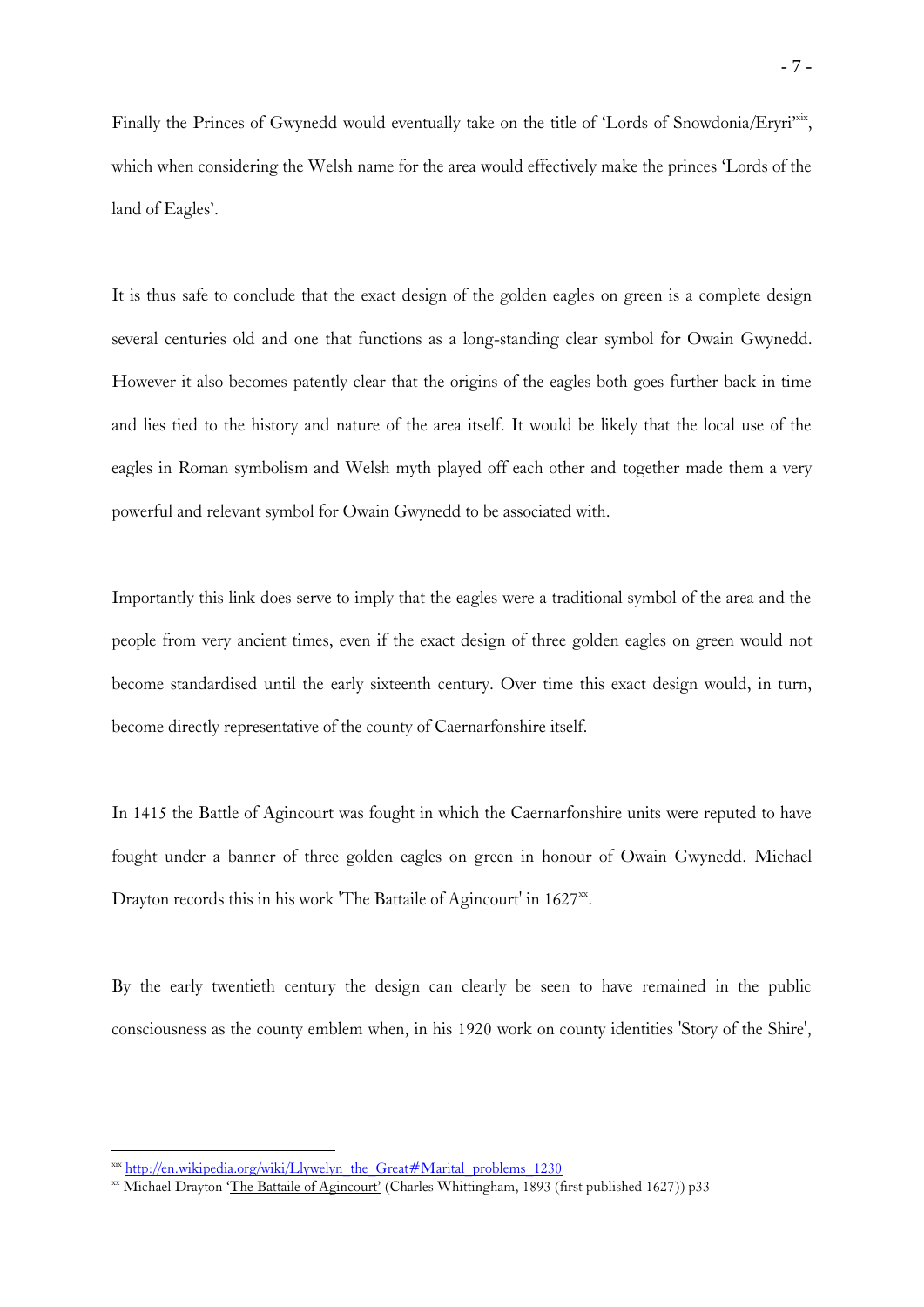Finally the Princes of Gwynedd would eventually take on the title of 'Lords of Snowdonia/Eryri'[xix], which when considering the Welsh name for the area would effectively make the princes 'Lords of the land of Eagles'.

It is thus safe to conclude that the exact design of the golden eagles on green is a complete design several centuries old and one that functions as a long-standing clear symbol for Owain Gwynedd. However it also becomes patently clear that the origins of the eagles both goes further back in time and lies tied to the history and nature of the area itself. It would be likely that the local use of the eagles in Roman symbolism and Welsh myth played off each other and together made them a very powerful and relevant symbol for Owain Gwynedd to be associated with.

Importantly this link does serve to imply that the eagles were a traditional symbol of the area and the people from very ancient times, even if the exact design of three golden eagles on green would not become standardised until the early sixteenth century. Over time this exact design would, in turn, become directly representative of the county of Caernarfonshire itself.

In 1415 the Battle of Agincourt was fought in which the Caernarfonshire units were reputed to have fought under a banner of three golden eagles on green in honour of Owain Gwynedd. Michael Drayton records this in his work 'The Battaile of Agincourt' in 1627[xx].

By the early twentieth century the design can clearly be seen to have remained in the public consciousness as the county emblem when, in his 1920 work on county identities 'Story of the Shire',

---

[xix] http://en.wikipedia.org/wiki/Llywelyn_the_Great#Marital_problems_1230

[xx] Michael Drayton 'The Battaile of Agincourt' (Charles Whittingham, 1893 (first published 1627)) p33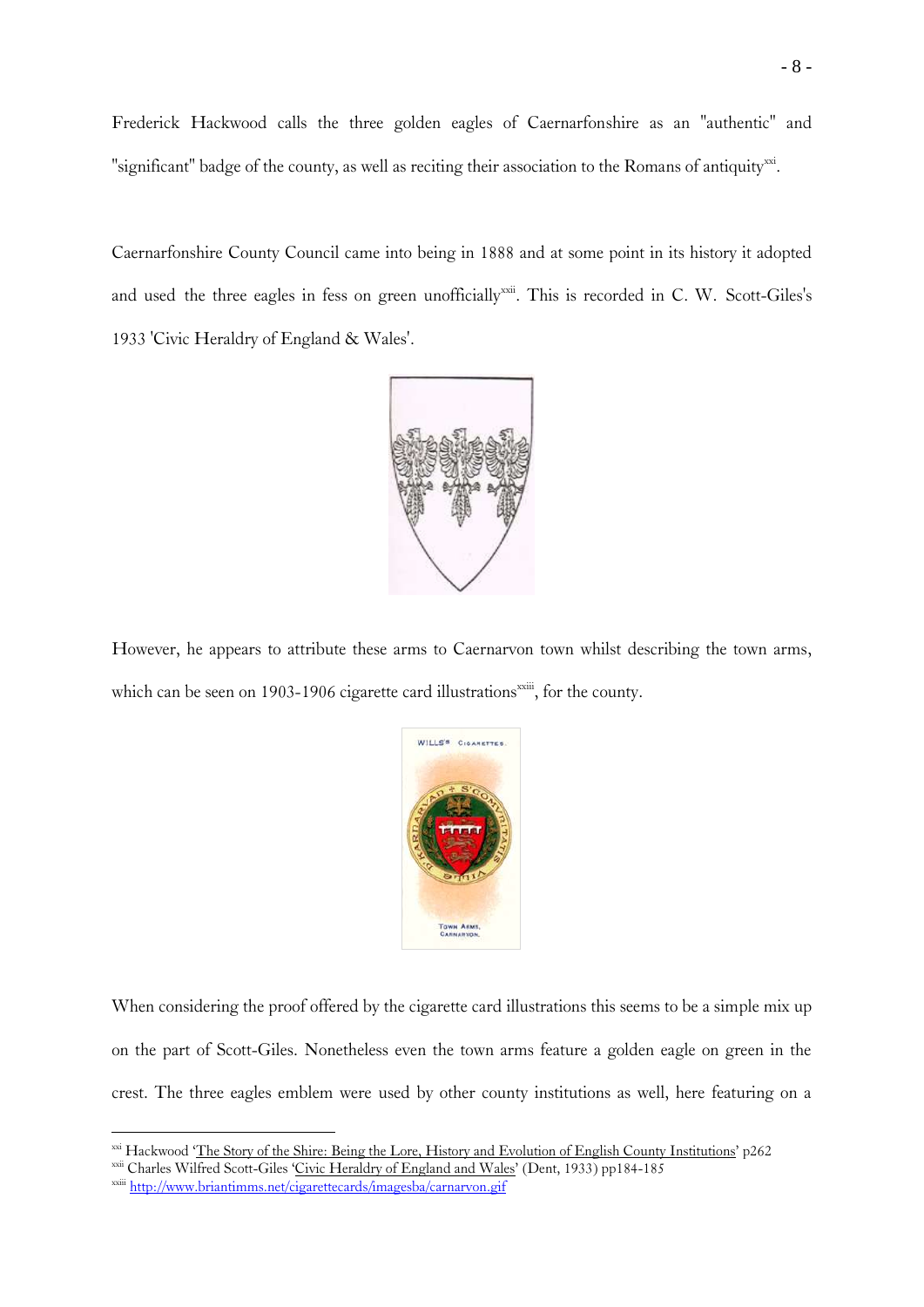Frederick Hackwood calls the three golden eagles of Caernarfonshire as an "authentic" and "significant" badge of the county, as well as reciting their association to the Romans of antiquity[xxi].

Caernarfonshire County Council came into being in 1888 and at some point in its history it adopted and used the three eagles in fess on green unofficially[xxii]. This is recorded in C. W. Scott-Giles's 1933 'Civic Heraldry of England & Wales'.

However, he appears to attribute these arms to Caernarvon town whilst describing the town arms, which can be seen on 1903-1906 cigarette card illustrations[xxiii], for the county.

When considering the proof offered by the cigarette card illustrations this seems to be a simple mix up on the part of Scott-Giles. Nonetheless even the town arms feature a golden eagle on green in the crest. The three eagles emblem were used by other county institutions as well, here featuring on a

---

[xxi] Hackwood 'The Story of the Shire: Being the Lore, History and Evolution of English County Institutions' p262

[xxii] Charles Wilfred Scott-Giles 'Civic Heraldry of England and Wales' (Dent, 1933) pp184-185

[xxiii] http://www.briantimms.net/cigarettecards/imagesba/carnarvon.gif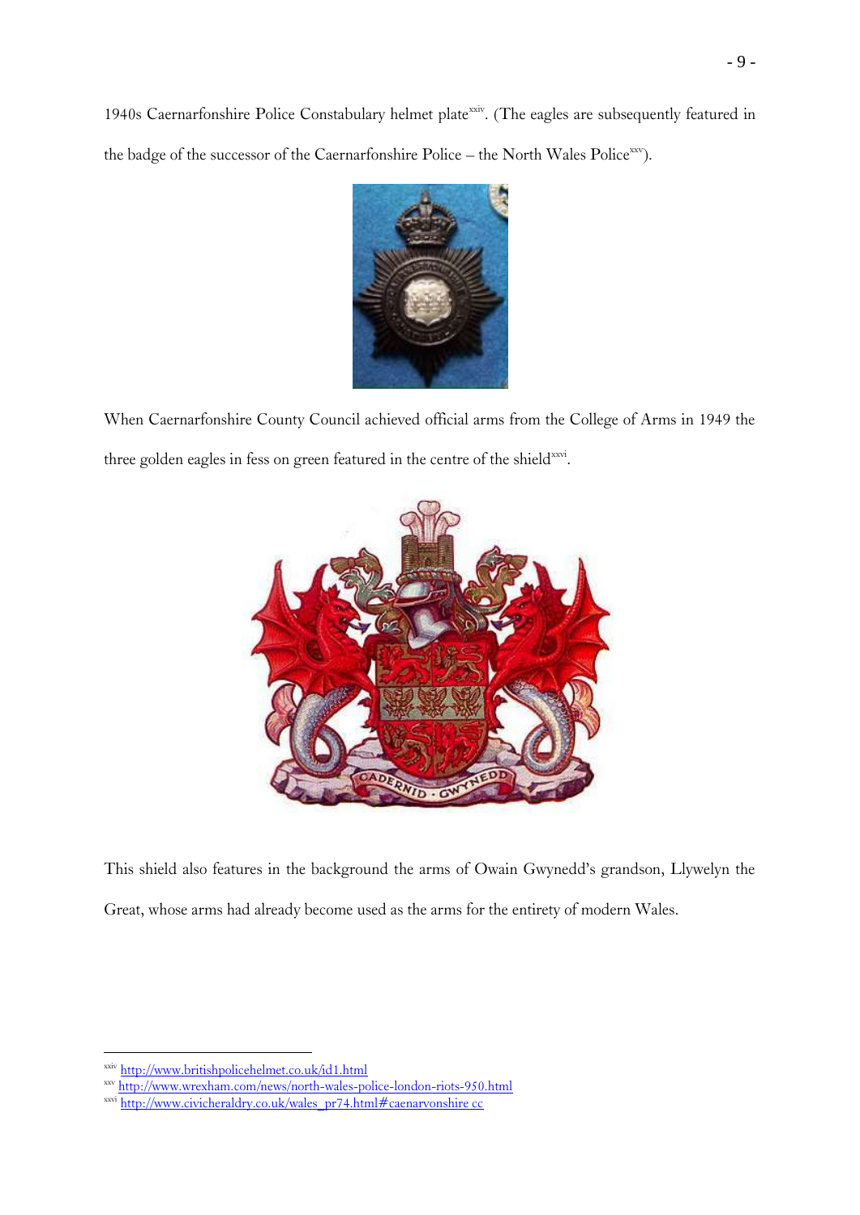1940s Caernarfonshire Police Constabulary helmet plate[xxiv]. (The eagles are subsequently featured in the badge of the successor of the Caernarfonshire Police – the North Wales Police[xxv]).

When Caernarfonshire County Council achieved official arms from the College of Arms in 1949 the three golden eagles in fess on green featured in the centre of the shield[xxvi].

This shield also features in the background the arms of Owain Gwynedd's grandson, Llywelyn the Great, whose arms had already become used as the arms for the entirety of modern Wales.

---

[xxiv] http://www.britishpolicehelmet.co.uk/id1.html

[xxv] http://www.wrexham.com/news/north-wales-police-london-riots-950.html

[xxvi] http://www.civicheraldry.co.uk/wales_pr74.html#caenarvonshire cc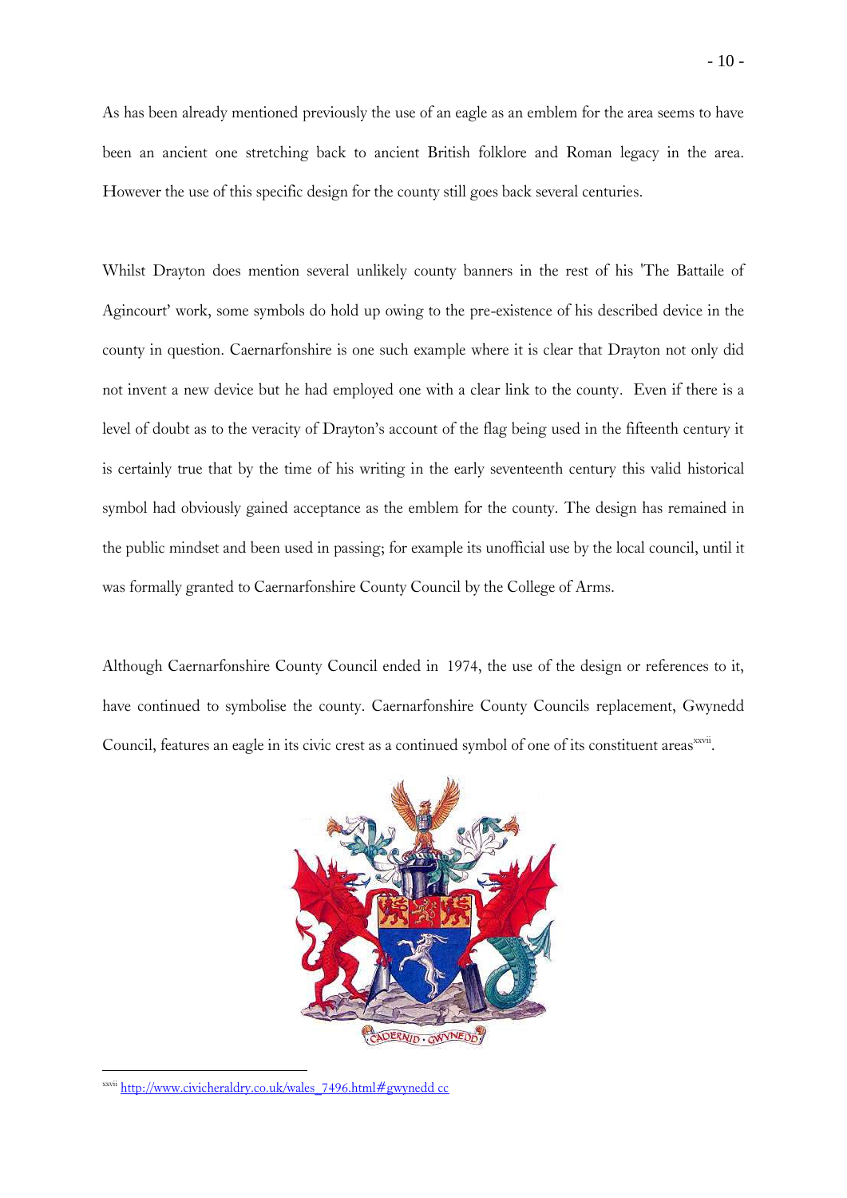As has been already mentioned previously the use of an eagle as an emblem for the area seems to have been an ancient one stretching back to ancient British folklore and Roman legacy in the area. However the use of this specific design for the county still goes back several centuries.

Whilst Drayton does mention several unlikely county banners in the rest of his 'The Battaile of Agincourt' work, some symbols do hold up owing to the pre-existence of his described device in the county in question. Caernarfonshire is one such example where it is clear that Drayton not only did not invent a new device but he had employed one with a clear link to the county. Even if there is a level of doubt as to the veracity of Drayton's account of the flag being used in the fifteenth century it is certainly true that by the time of his writing in the early seventeenth century this valid historical symbol had obviously gained acceptance as the emblem for the county. The design has remained in the public mindset and been used in passing; for example its unofficial use by the local council, until it was formally granted to Caernarfonshire County Council by the College of Arms.

Although Caernarfonshire County Council ended in 1974, the use of the design or references to it, have continued to symbolise the county. Caernarfonshire County Councils replacement, Gwynedd Council, features an eagle in its civic crest as a continued symbol of one of its constituent areas[xxvii].

---

[xxvii] http://www.civicheraldry.co.uk/wales_7496.html#gwynedd cc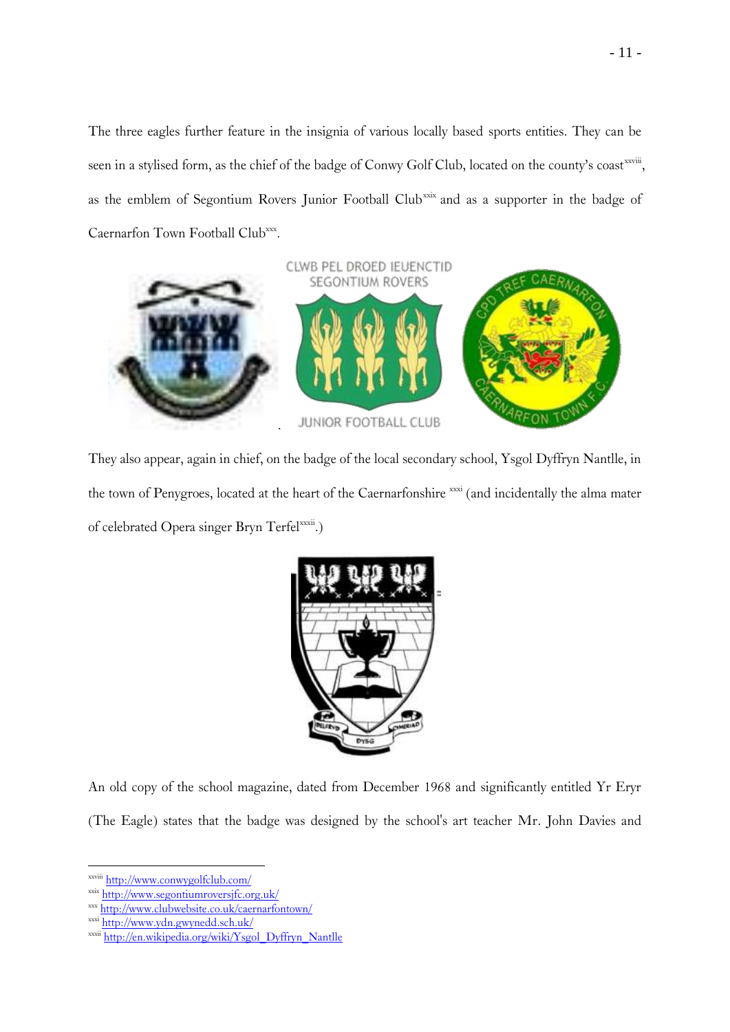The three eagles further feature in the insignia of various locally based sports entities. They can be seen in a stylised form, as the chief of the badge of Conwy Golf Club, located on the county's coast[xxviii], as the emblem of Segontium Rovers Junior Football Club[xxix] and as a supporter in the badge of Caernarfon Town Football Club[xxx].

They also appear, again in chief, on the badge of the local secondary school, Ysgol Dyffryn Nantlle, in the town of Penygroes, located at the heart of the Caernarfonshire [xxxi] (and incidentally the alma mater of celebrated Opera singer Bryn Terfel[xxxii].)

An old copy of the school magazine, dated from December 1968 and significantly entitled Yr Eryr (The Eagle) states that the badge was designed by the school's art teacher Mr. John Davies and

---

[xxviii] http://www.conwygolfclub.com/

[xxix] http://www.segontiumroversjfc.org.uk/

[xxx] http://www.clubwebsite.co.uk/caernarfontown/

[xxxi] http://www.ydn.gwynedd.sch.uk/

[xxxii] http://en.wikipedia.org/wiki/Ysgol_Dyffryn_Nantlle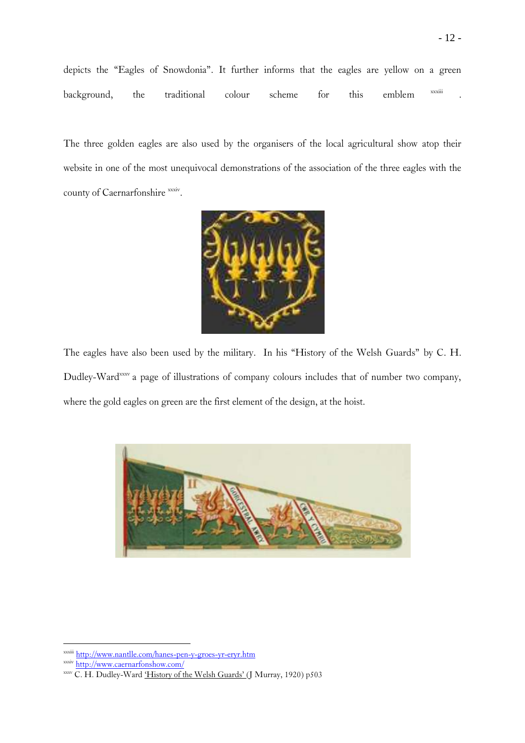depicts the "Eagles of Snowdonia". It further informs that the eagles are yellow on a green background, the traditional colour scheme for this emblem [xxxiii].

The three golden eagles are also used by the organisers of the local agricultural show atop their website in one of the most unequivocal demonstrations of the association of the three eagles with the county of Caernarfonshire [xxxiv].

The eagles have also been used by the military. In his "History of the Welsh Guards" by C. H. Dudley-Ward[xxxv] a page of illustrations of company colours includes that of number two company, where the gold eagles on green are the first element of the design, at the hoist.

---

[xxxiii] http://www.nantlle.com/hanes-pen-y-groes-yr-eryr.htm

[xxxiv] http://www.caernarfonshow.com/

[xxxv] C. H. Dudley-Ward 'History of the Welsh Guards' (J Murray, 1920) p503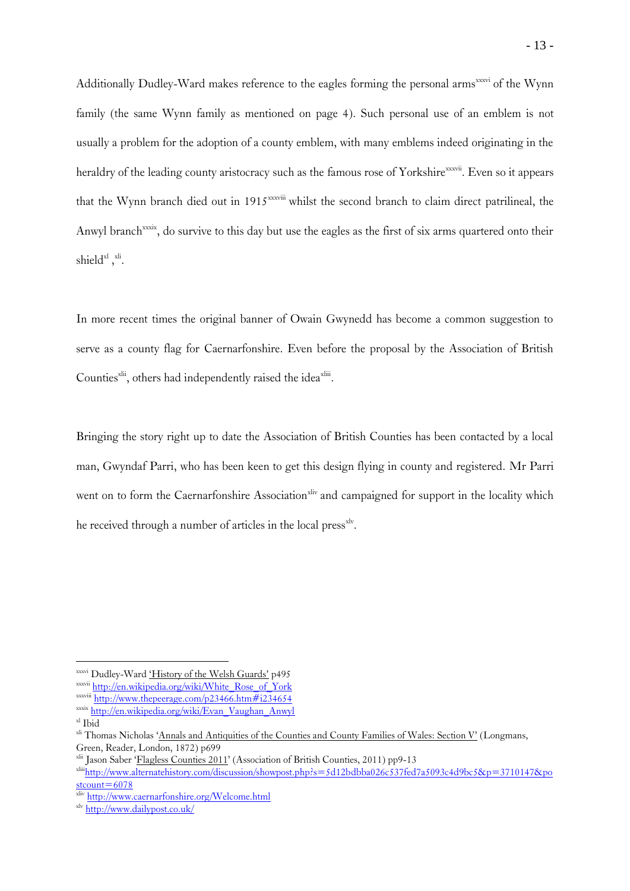Additionally Dudley-Ward makes reference to the eagles forming the personal arms[xxxvi] of the Wynn family (the same Wynn family as mentioned on page 4). Such personal use of an emblem is not usually a problem for the adoption of a county emblem, with many emblems indeed originating in the heraldry of the leading county aristocracy such as the famous rose of Yorkshire[xxxvii]. Even so it appears that the Wynn branch died out in 1915[xxxviii] whilst the second branch to claim direct patrilineal, the Anwyl branch[xxxix], do survive to this day but use the eagles as the first of six arms quartered onto their shield[xl],[xli].

In more recent times the original banner of Owain Gwynedd has become a common suggestion to serve as a county flag for Caernarfonshire. Even before the proposal by the Association of British Counties[xlii], others had independently raised the idea[xliii].

Bringing the story right up to date the Association of British Counties has been contacted by a local man, Gwyndaf Parri, who has been keen to get this design flying in county and registered. Mr Parri went on to form the Caernarfonshire Association[xliv] and campaigned for support in the locality which he received through a number of articles in the local press[xlv].

---

[xxxvi] Dudley-Ward 'History of the Welsh Guards' p495

[xxxvii] http://en.wikipedia.org/wiki/White_Rose_of_York

[xxxviii] http://www.thepeerage.com/p23466.htm#i234654

[xxxix] http://en.wikipedia.org/wiki/Evan_Vaughan_Anwyl

[xl] Ibid

[xli] Thomas Nicholas 'Annals and Antiquities of the Counties and County Families of Wales: Section V' (Longmans, Green, Reader, London, 1872) p699

[xlii] Jason Saber 'Flagless Counties 2011' (Association of British Counties, 2011) pp9-13

[xliii] http://www.alternatehistory.com/discussion/showpost.php?s=5d12bdbba026c537fed7a5093c4d9bc5&p=3710147&postcount=6078

[xliv] http://www.caernarfonshire.org/Welcome.html

[xlv] http://www.dailypost.co.uk/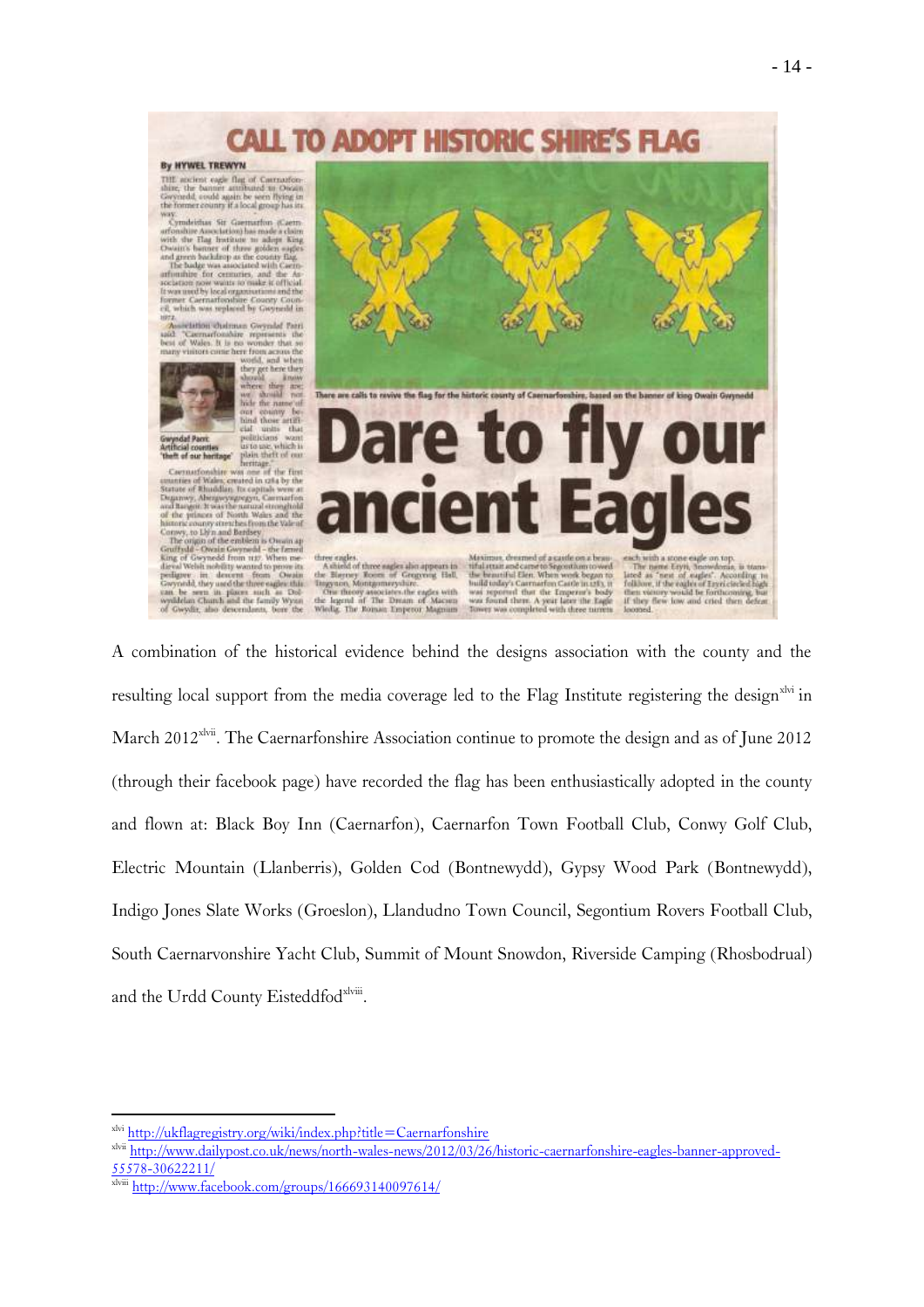A combination of the historical evidence behind the designs association with the county and the resulting local support from the media coverage led to the Flag Institute registering the design[xlvi] in March 2012[xlvii]. The Caernarfonshire Association continue to promote the design and as of June 2012 (through their facebook page) have recorded the flag has been enthusiastically adopted in the county and flown at: Black Boy Inn (Caernarfon), Caernarfon Town Football Club, Conwy Golf Club, Electric Mountain (Llanberris), Golden Cod (Bontnewydd), Gypsy Wood Park (Bontnewydd), Indigo Jones Slate Works (Groeslon), Llandudno Town Council, Segontium Rovers Football Club, South Caernarvonshire Yacht Club, Summit of Mount Snowdon, Riverside Camping (Rhosbodrual) and the Urdd County Eisteddfod[xlviii].

---

[xlvi] http://ukflagregistry.org/wiki/index.php?title=Caernarfonshire

[xlvii] http://www.dailypost.co.uk/news/north-wales-news/2012/03/26/historic-caernarfonshire-eagles-banner-approved-55578-30622211/

[xlviii] http://www.facebook.com/groups/166693140097614/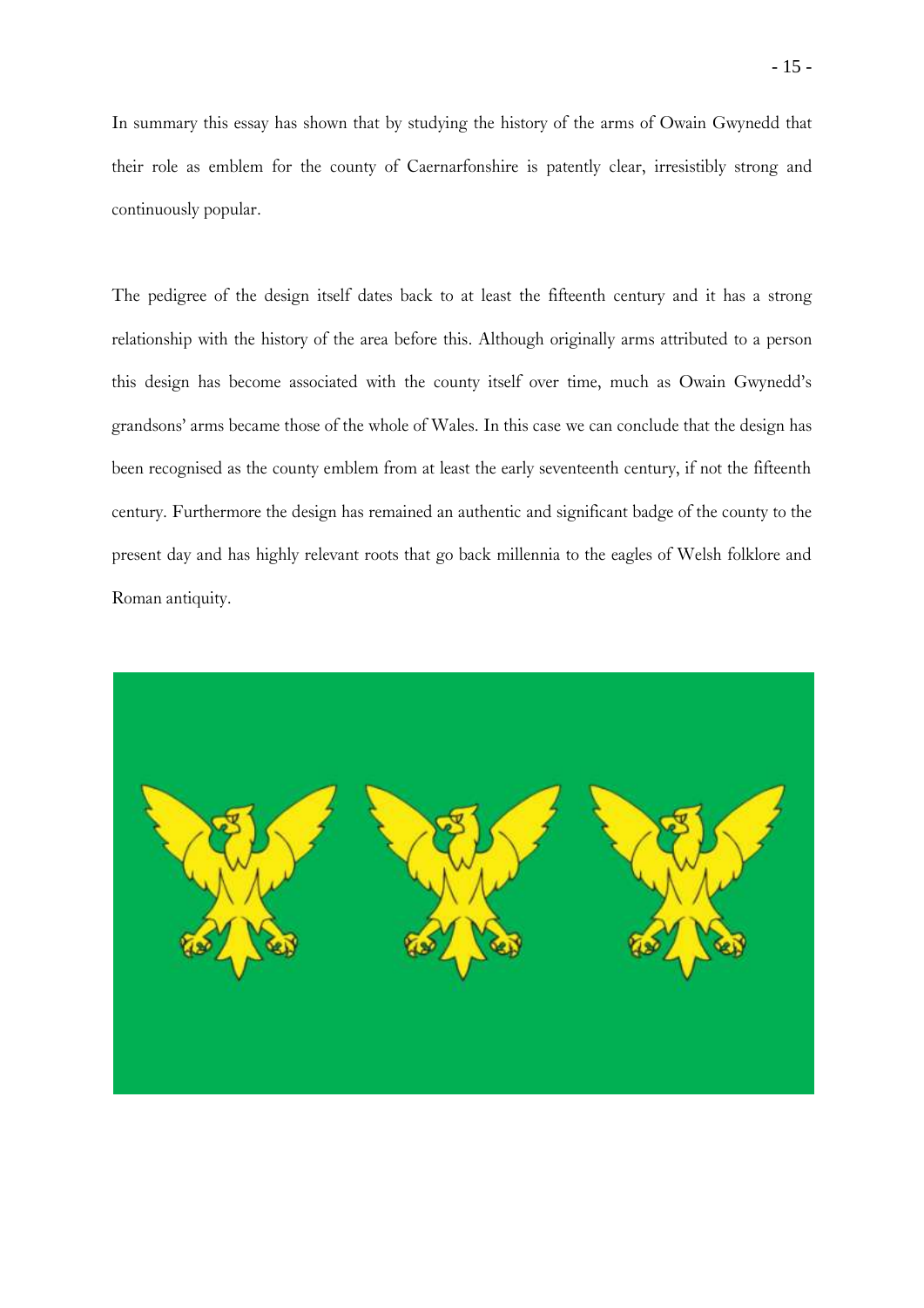In summary this essay has shown that by studying the history of the arms of Owain Gwynedd that their role as emblem for the county of Caernarfonshire is patently clear, irresistibly strong and continuously popular.

The pedigree of the design itself dates back to at least the fifteenth century and it has a strong relationship with the history of the area before this. Although originally arms attributed to a person this design has become associated with the county itself over time, much as Owain Gwynedd's grandsons' arms became those of the whole of Wales. In this case we can conclude that the design has been recognised as the county emblem from at least the early seventeenth century, if not the fifteenth century. Furthermore the design has remained an authentic and significant badge of the county to the present day and has highly relevant roots that go back millennia to the eagles of Welsh folklore and Roman antiquity.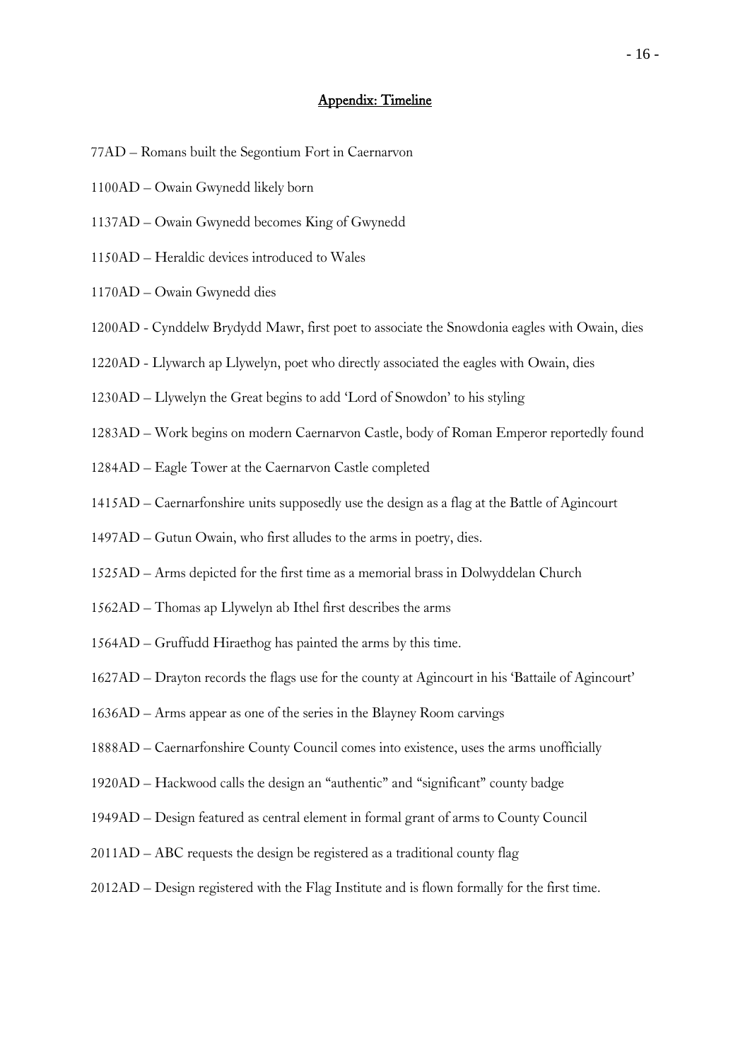## Appendix: Timeline

77AD – Romans built the Segontium Fort in Caernarvon

1100AD – Owain Gwynedd likely born

1137AD – Owain Gwynedd becomes King of Gwynedd

1150AD – Heraldic devices introduced to Wales

1170AD – Owain Gwynedd dies

1200AD - Cynddelw Brydydd Mawr, first poet to associate the Snowdonia eagles with Owain, dies

1220AD - Llywarch ap Llywelyn, poet who directly associated the eagles with Owain, dies

1230AD – Llywelyn the Great begins to add 'Lord of Snowdon' to his styling

1283AD – Work begins on modern Caernarvon Castle, body of Roman Emperor reportedly found

1284AD – Eagle Tower at the Caernarvon Castle completed

1415AD – Caernarfonshire units supposedly use the design as a flag at the Battle of Agincourt

1497AD – Gutun Owain, who first alludes to the arms in poetry, dies.

1525AD – Arms depicted for the first time as a memorial brass in Dolwyddelan Church

1562AD – Thomas ap Llywelyn ab Ithel first describes the arms

1564AD – Gruffudd Hiraethog has painted the arms by this time.

1627AD – Drayton records the flags use for the county at Agincourt in his 'Battaile of Agincourt'

1636AD – Arms appear as one of the series in the Blayney Room carvings

1888AD – Caernarfonshire County Council comes into existence, uses the arms unofficially

1920AD – Hackwood calls the design an "authentic" and "significant" county badge

1949AD – Design featured as central element in formal grant of arms to County Council

2011AD – ABC requests the design be registered as a traditional county flag

2012AD – Design registered with the Flag Institute and is flown formally for the first time.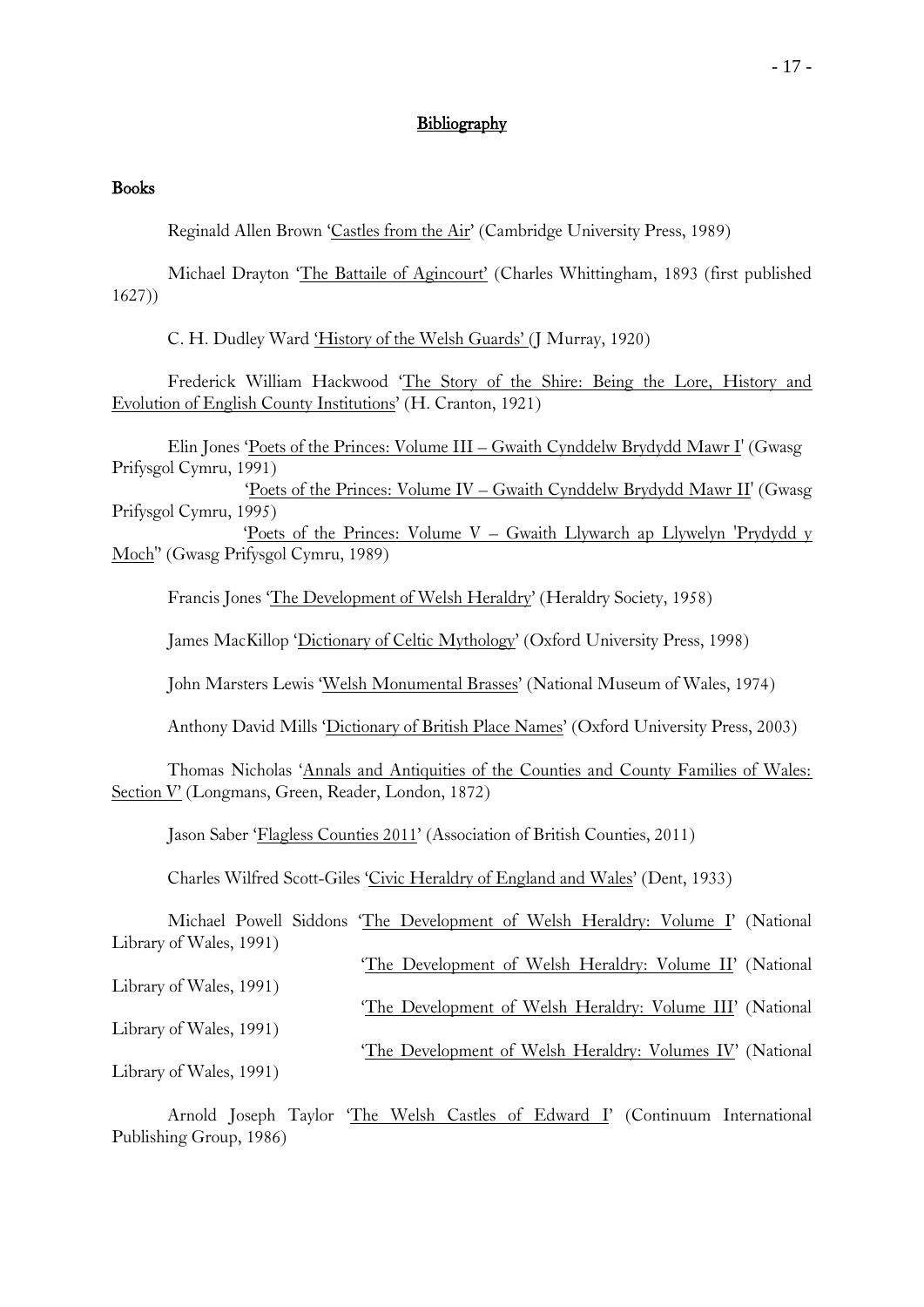## Bibliography

### Books

Reginald Allen Brown 'Castles from the Air' (Cambridge University Press, 1989)

Michael Drayton 'The Battaile of Agincourt' (Charles Whittingham, 1893 (first published 1627))

C. H. Dudley Ward 'History of the Welsh Guards' (J Murray, 1920)

Frederick William Hackwood 'The Story of the Shire: Being the Lore, History and Evolution of English County Institutions' (H. Cranton, 1921)

Elin Jones 'Poets of the Princes: Volume III – Gwaith Cynddelw Brydydd Mawr I' (Gwasg Prifysgol Cymru, 1991)

'Poets of the Princes: Volume IV – Gwaith Cynddelw Brydydd Mawr II' (Gwasg Prifysgol Cymru, 1995)

'Poets of the Princes: Volume V – Gwaith Llywarch ap Llywelyn 'Prydydd y Moch'' (Gwasg Prifysgol Cymru, 1989)

Francis Jones 'The Development of Welsh Heraldry' (Heraldry Society, 1958)

James MacKillop 'Dictionary of Celtic Mythology' (Oxford University Press, 1998)

John Marsters Lewis 'Welsh Monumental Brasses' (National Museum of Wales, 1974)

Anthony David Mills 'Dictionary of British Place Names' (Oxford University Press, 2003)

Thomas Nicholas 'Annals and Antiquities of the Counties and County Families of Wales: Section V' (Longmans, Green, Reader, London, 1872)

Jason Saber 'Flagless Counties 2011' (Association of British Counties, 2011)

Charles Wilfred Scott-Giles 'Civic Heraldry of England and Wales' (Dent, 1933)

Michael Powell Siddons 'The Development of Welsh Heraldry: Volume I' (National Library of Wales, 1991)

'The Development of Welsh Heraldry: Volume II' (National Library of Wales, 1991)

'The Development of Welsh Heraldry: Volume III' (National Library of Wales, 1991)

'The Development of Welsh Heraldry: Volumes IV' (National Library of Wales, 1991)

Arnold Joseph Taylor 'The Welsh Castles of Edward I' (Continuum International Publishing Group, 1986)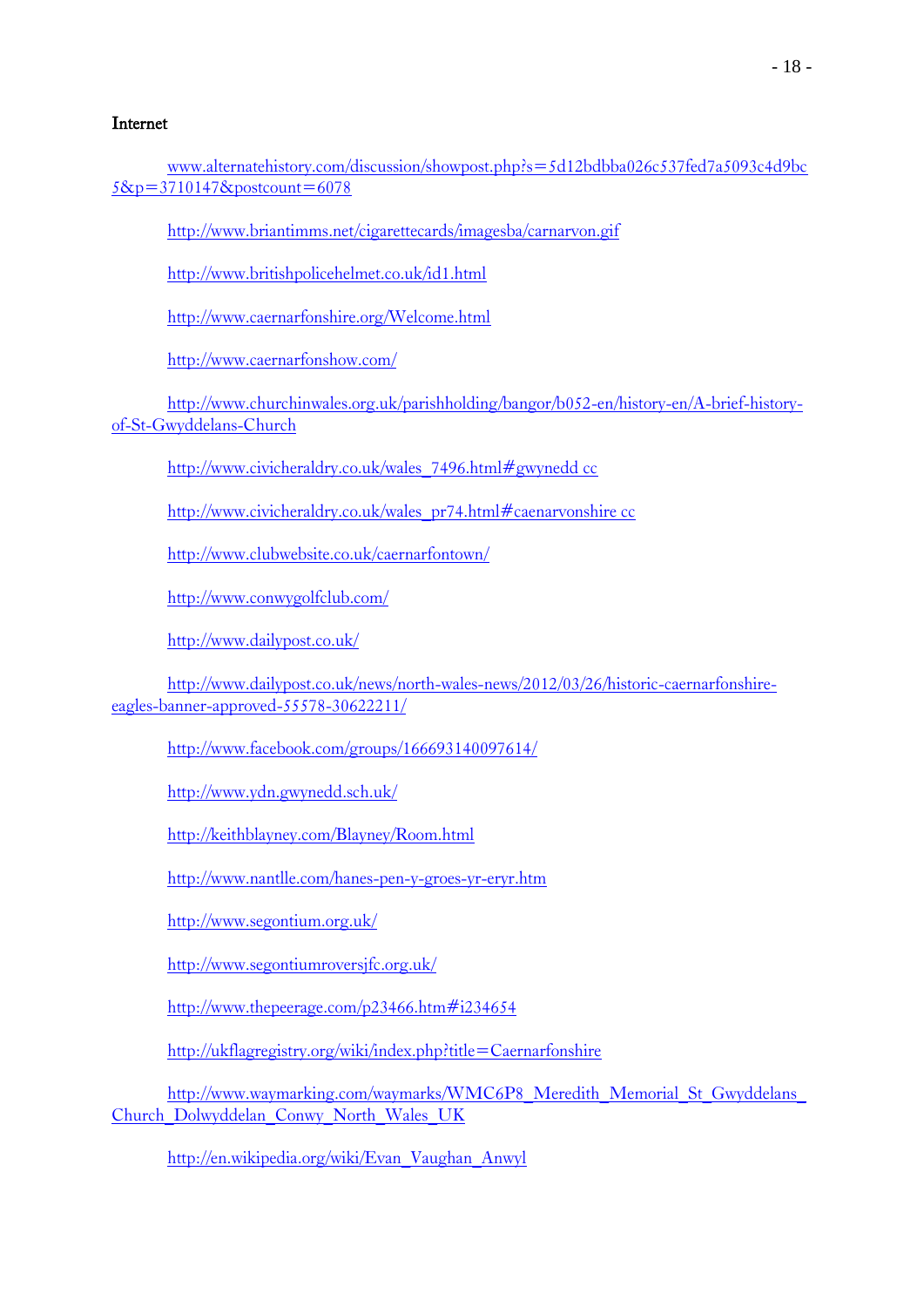**Internet**

www.alternatehistory.com/discussion/showpost.php?s=5d12bdbba026c537fed7a5093c4d9bc5&p=3710147&postcount=6078

http://www.briantimms.net/cigarettecards/imagesba/carnarvon.gif

http://www.britishpolicehelmet.co.uk/id1.html

http://www.caernarfonshire.org/Welcome.html

http://www.caernarfonshow.com/

http://www.churchinwales.org.uk/parishholding/bangor/b052-en/history-en/A-brief-history-of-St-Gwyddelans-Church

http://www.civicheraldry.co.uk/wales_7496.html#gwynedd cc

http://www.civicheraldry.co.uk/wales_pr74.html#caenarvonshire cc

http://www.clubwebsite.co.uk/caernarfontown/

http://www.conwygolfclub.com/

http://www.dailypost.co.uk/

http://www.dailypost.co.uk/news/north-wales-news/2012/03/26/historic-caernarfonshire-eagles-banner-approved-55578-30622211/

http://www.facebook.com/groups/166693140097614/

http://www.ydn.gwynedd.sch.uk/

http://keithblayney.com/Blayney/Room.html

http://www.nantlle.com/hanes-pen-y-groes-yr-eryr.htm

http://www.segontium.org.uk/

http://www.segontiumroversjfc.org.uk/

http://www.thepeerage.com/p23466.htm#i234654

http://ukflagregistry.org/wiki/index.php?title=Caernarfonshire

http://www.waymarking.com/waymarks/WMC6P8_Meredith_Memorial_St_Gwyddelans_Church_Dolwyddelan_Conwy_North_Wales_UK

http://en.wikipedia.org/wiki/Evan_Vaughan_Anwyl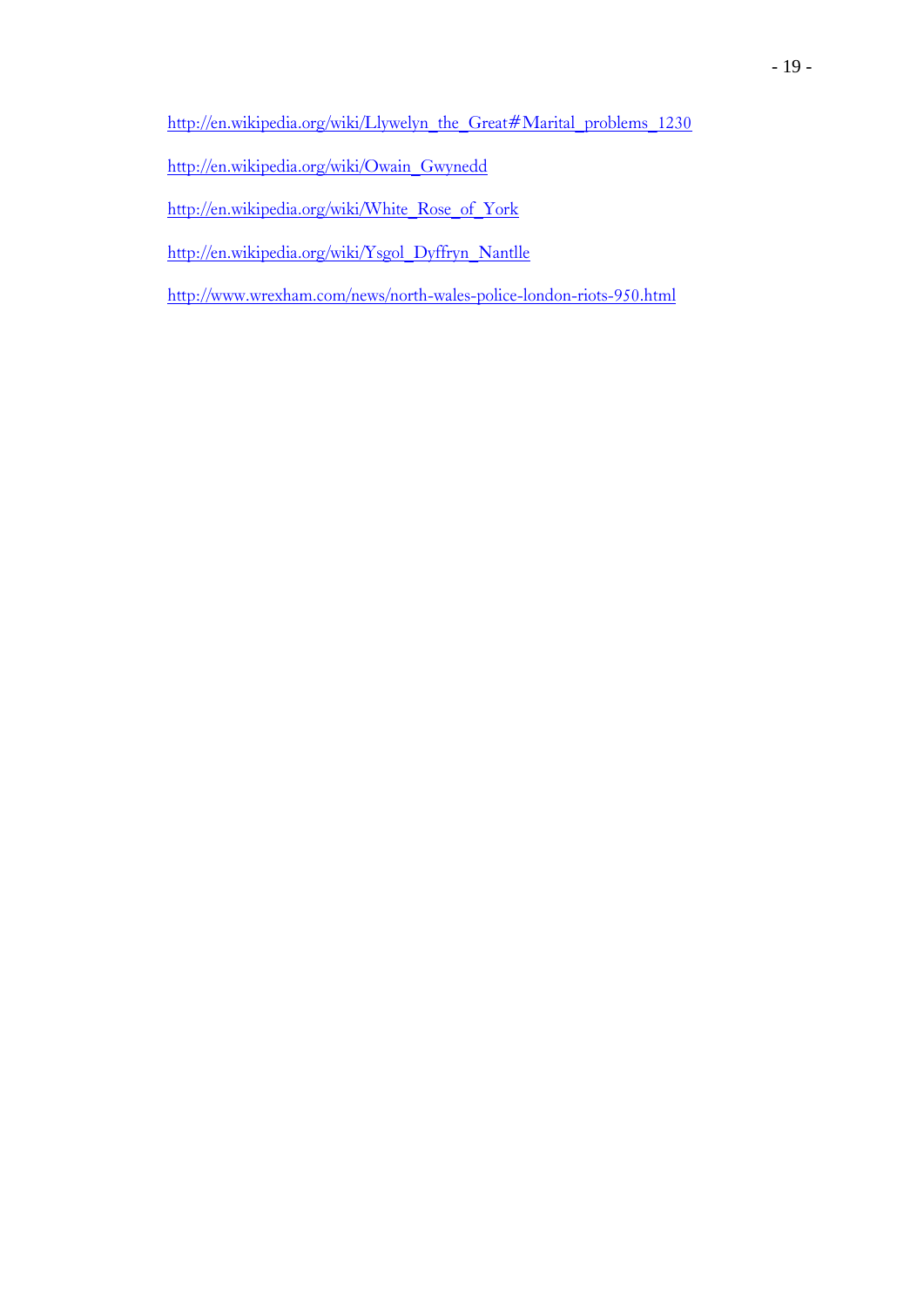http://en.wikipedia.org/wiki/Llywelyn_the_Great#Marital_problems_1230

http://en.wikipedia.org/wiki/Owain_Gwynedd

http://en.wikipedia.org/wiki/White_Rose_of_York

http://en.wikipedia.org/wiki/Ysgol_Dyffryn_Nantlle

http://www.wrexham.com/news/north-wales-police-london-riots-950.html